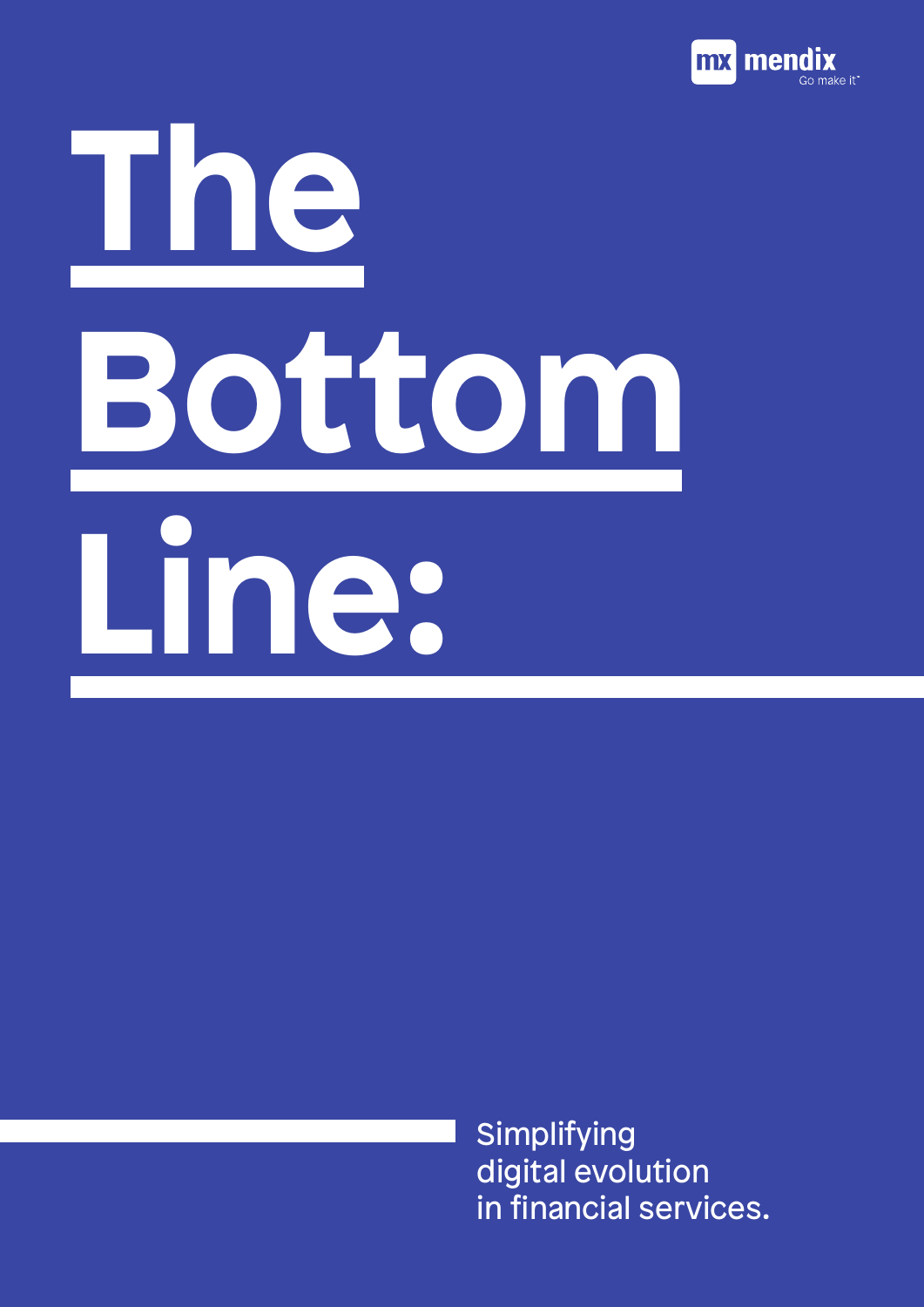mendix
Go make it

# The Bottom Line:

Simplifying digital evolution in financial services.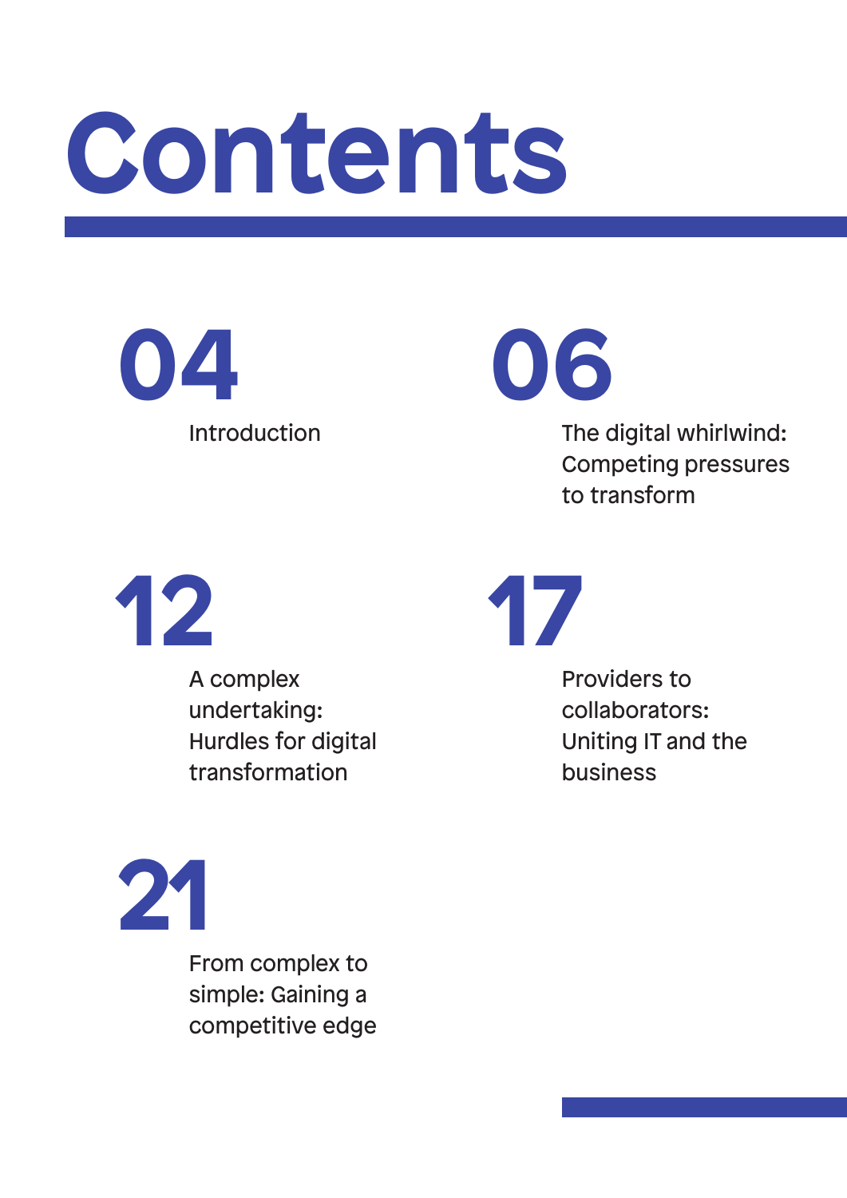# Contents

**04**
Introduction

**06**
The digital whirlwind: Competing pressures to transform

**12**
A complex undertaking: Hurdles for digital transformation

**17**
Providers to collaborators: Uniting IT and the business

**21**
From complex to simple: Gaining a competitive edge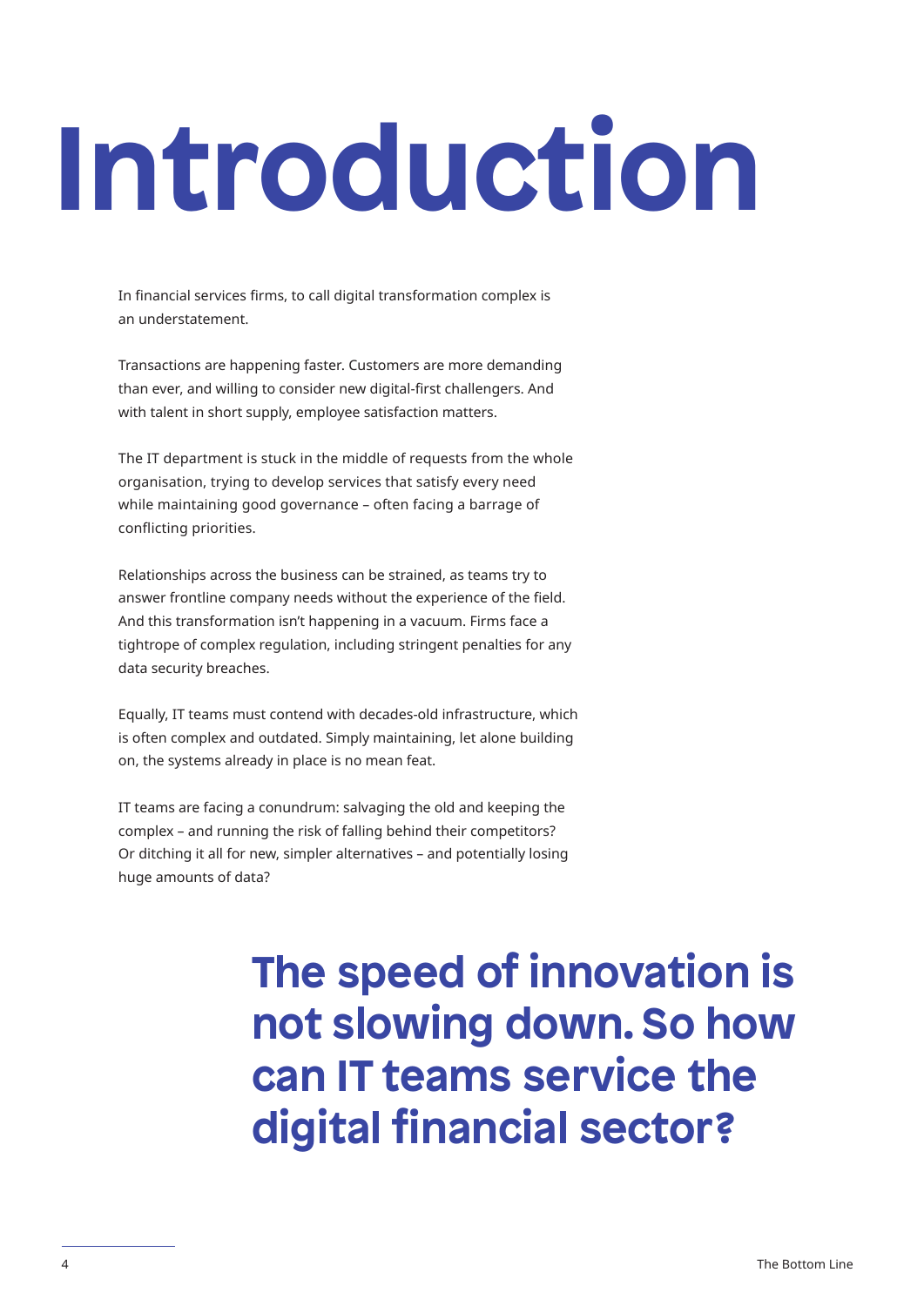# Introduction

In financial services firms, to call digital transformation complex is an understatement.

Transactions are happening faster. Customers are more demanding than ever, and willing to consider new digital-first challengers. And with talent in short supply, employee satisfaction matters.

The IT department is stuck in the middle of requests from the whole organisation, trying to develop services that satisfy every need while maintaining good governance – often facing a barrage of conflicting priorities.

Relationships across the business can be strained, as teams try to answer frontline company needs without the experience of the field. And this transformation isn't happening in a vacuum. Firms face a tightrope of complex regulation, including stringent penalties for any data security breaches.

Equally, IT teams must contend with decades-old infrastructure, which is often complex and outdated. Simply maintaining, let alone building on, the systems already in place is no mean feat.

IT teams are facing a conundrum: salvaging the old and keeping the complex – and running the risk of falling behind their competitors? Or ditching it all for new, simpler alternatives – and potentially losing huge amounts of data?

**The speed of innovation is not slowing down. So how can IT teams service the digital financial sector?**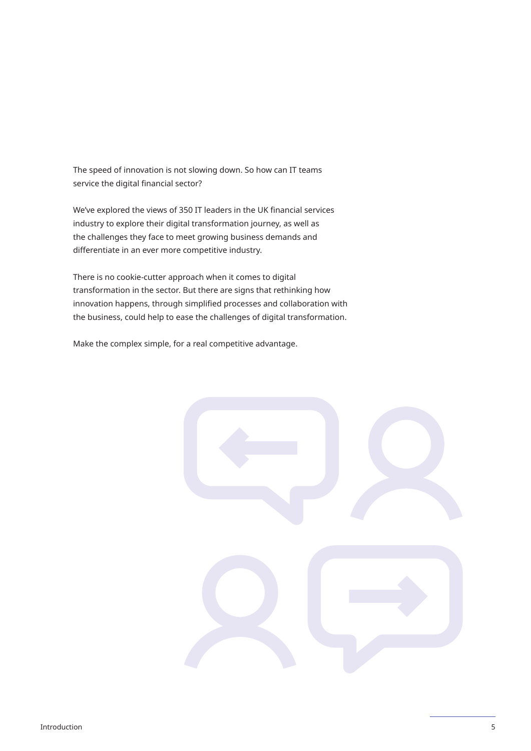The speed of innovation is not slowing down. So how can IT teams service the digital financial sector?

We've explored the views of 350 IT leaders in the UK financial services industry to explore their digital transformation journey, as well as the challenges they face to meet growing business demands and differentiate in an ever more competitive industry.

There is no cookie-cutter approach when it comes to digital transformation in the sector. But there are signs that rethinking how innovation happens, through simplified processes and collaboration with the business, could help to ease the challenges of digital transformation.

Make the complex simple, for a real competitive advantage.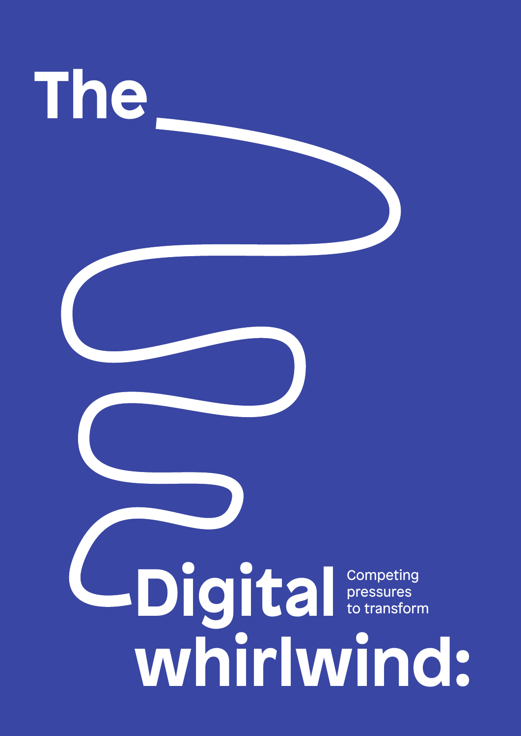# The Digital whirlwind:

Competing pressures to transform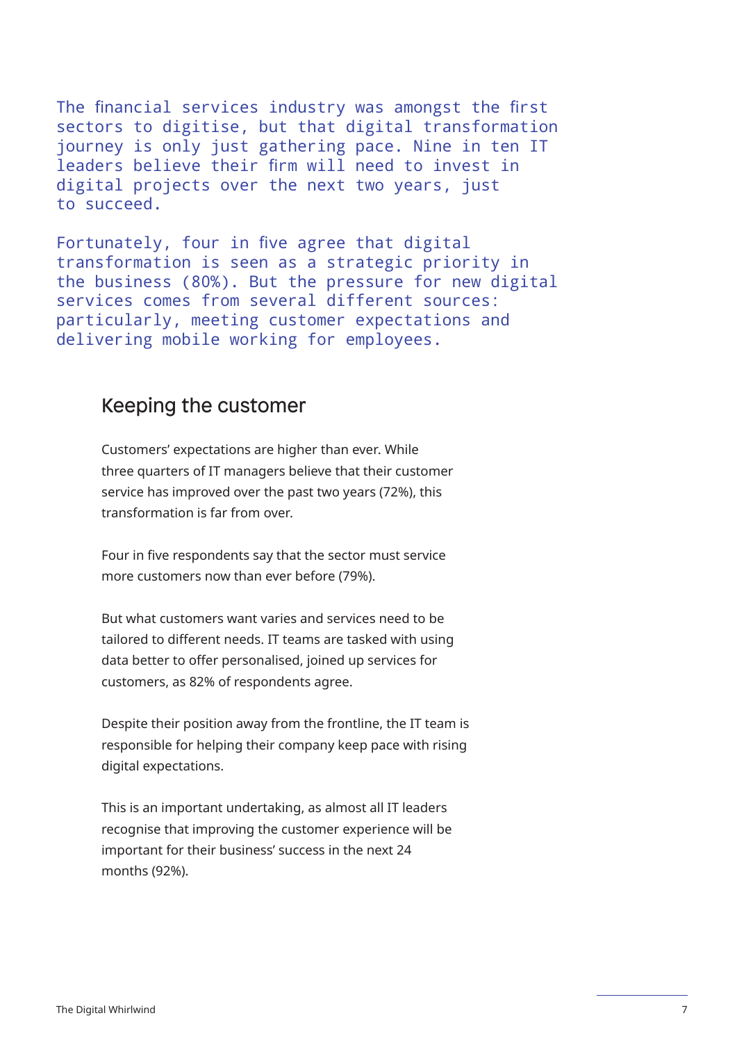The financial services industry was amongst the first sectors to digitise, but that digital transformation journey is only just gathering pace. Nine in ten IT leaders believe their firm will need to invest in digital projects over the next two years, just to succeed.

Fortunately, four in five agree that digital transformation is seen as a strategic priority in the business (80%). But the pressure for new digital services comes from several different sources: particularly, meeting customer expectations and delivering mobile working for employees.

## Keeping the customer

Customers' expectations are higher than ever. While three quarters of IT managers believe that their customer service has improved over the past two years (72%), this transformation is far from over.

Four in five respondents say that the sector must service more customers now than ever before (79%).

But what customers want varies and services need to be tailored to different needs. IT teams are tasked with using data better to offer personalised, joined up services for customers, as 82% of respondents agree.

Despite their position away from the frontline, the IT team is responsible for helping their company keep pace with rising digital expectations.

This is an important undertaking, as almost all IT leaders recognise that improving the customer experience will be important for their business' success in the next 24 months (92%).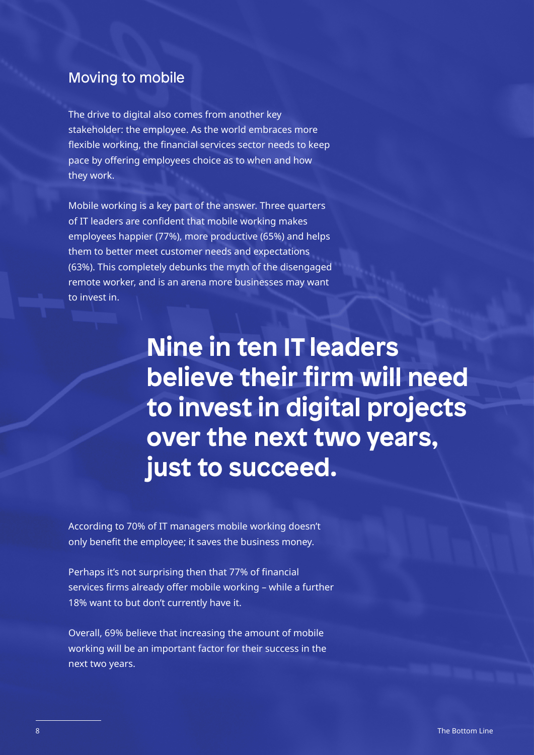## Moving to mobile

The drive to digital also comes from another key stakeholder: the employee. As the world embraces more flexible working, the financial services sector needs to keep pace by offering employees choice as to when and how they work.

Mobile working is a key part of the answer. Three quarters of IT leaders are confident that mobile working makes employees happier (77%), more productive (65%) and helps them to better meet customer needs and expectations (63%). This completely debunks the myth of the disengaged remote worker, and is an arena more businesses may want to invest in.

**Nine in ten IT leaders believe their firm will need to invest in digital projects over the next two years, just to succeed.**

According to 70% of IT managers mobile working doesn't only benefit the employee; it saves the business money.

Perhaps it's not surprising then that 77% of financial services firms already offer mobile working – while a further 18% want to but don't currently have it.

Overall, 69% believe that increasing the amount of mobile working will be an important factor for their success in the next two years.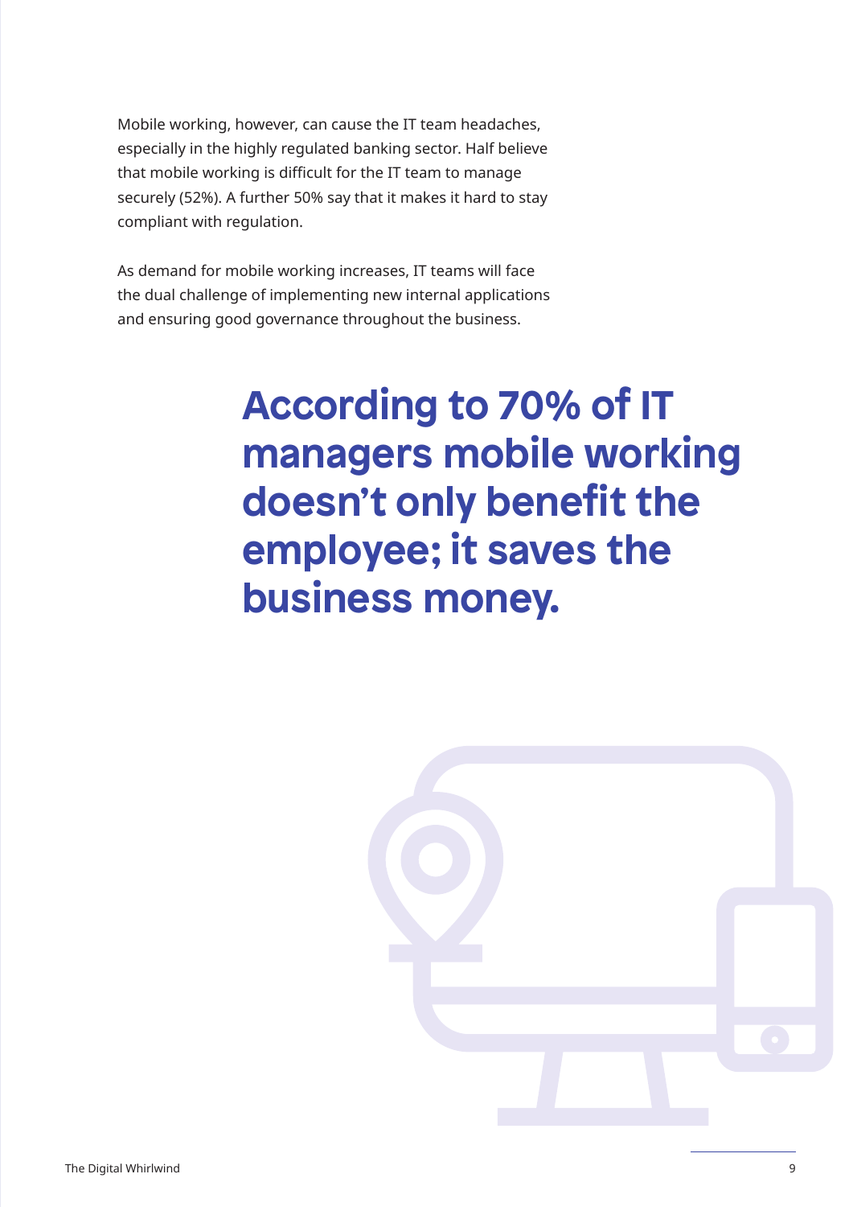Mobile working, however, can cause the IT team headaches, especially in the highly regulated banking sector. Half believe that mobile working is difficult for the IT team to manage securely (52%). A further 50% say that it makes it hard to stay compliant with regulation.

As demand for mobile working increases, IT teams will face the dual challenge of implementing new internal applications and ensuring good governance throughout the business.

**According to 70% of IT managers mobile working doesn't only benefit the employee; it saves the business money.**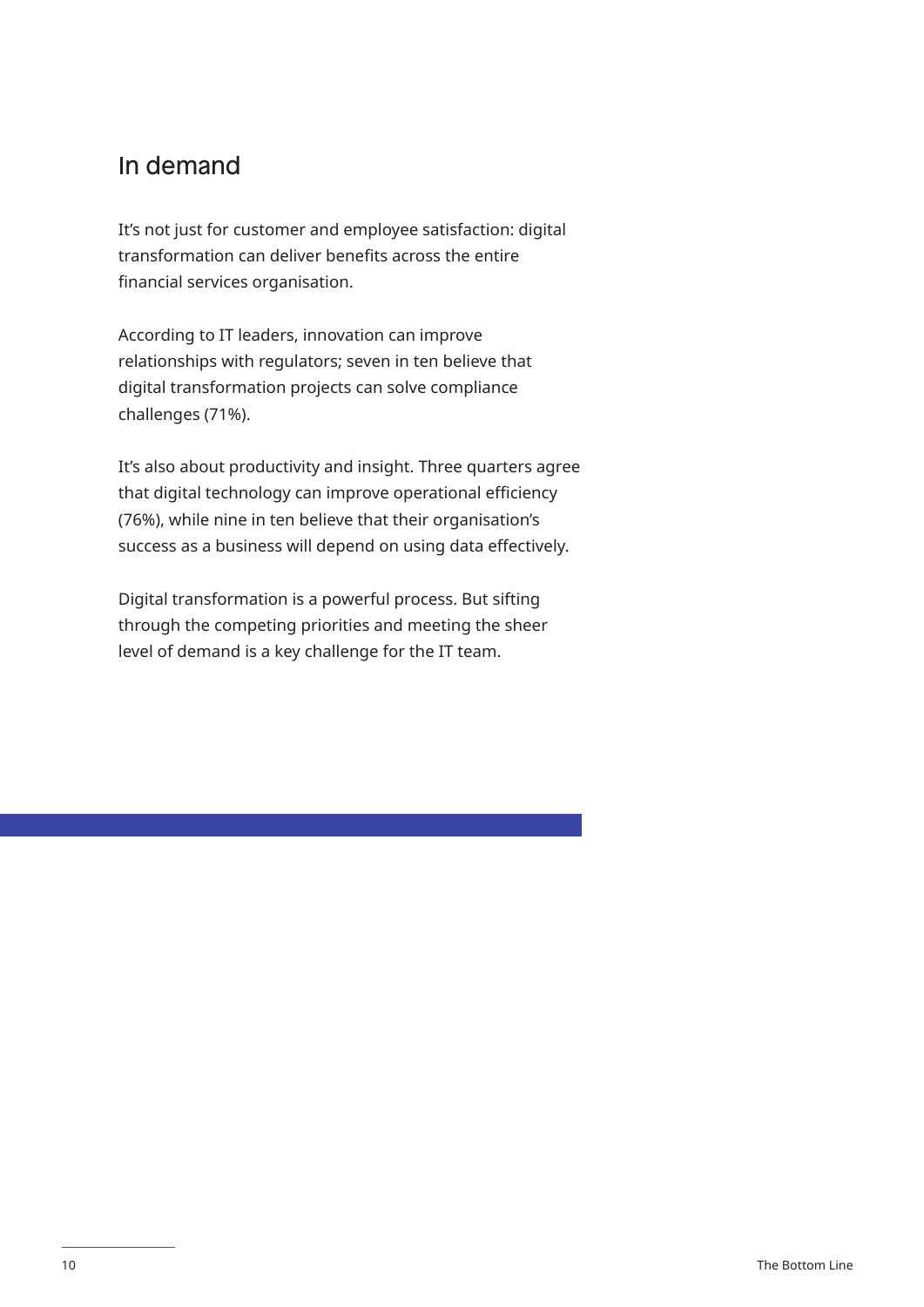## In demand

It's not just for customer and employee satisfaction: digital transformation can deliver benefits across the entire financial services organisation.

According to IT leaders, innovation can improve relationships with regulators; seven in ten believe that digital transformation projects can solve compliance challenges (71%).

It's also about productivity and insight. Three quarters agree that digital technology can improve operational efficiency (76%), while nine in ten believe that their organisation's success as a business will depend on using data effectively.

Digital transformation is a powerful process. But sifting through the competing priorities and meeting the sheer level of demand is a key challenge for the IT team.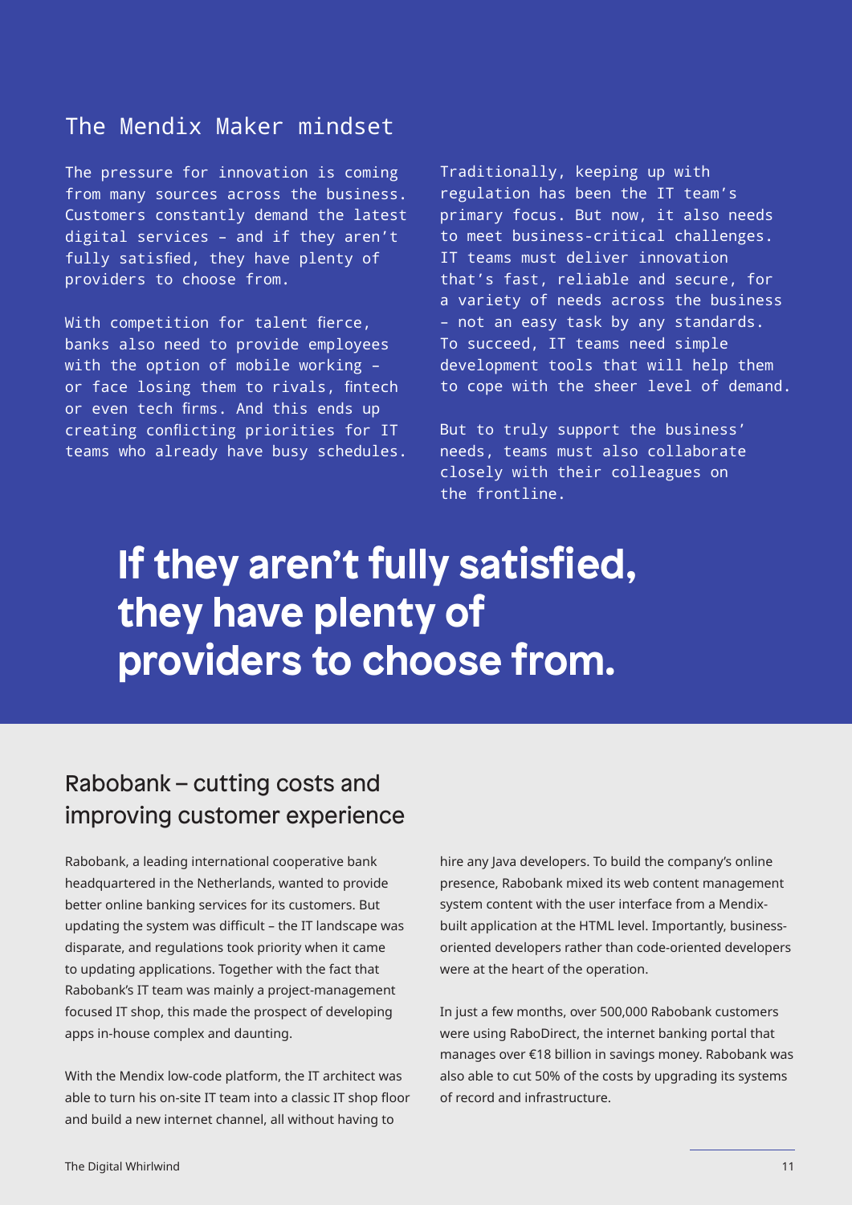## The Mendix Maker mindset

The pressure for innovation is coming from many sources across the business. Customers constantly demand the latest digital services – and if they aren't fully satisfied, they have plenty of providers to choose from.

With competition for talent fierce, banks also need to provide employees with the option of mobile working – or face losing them to rivals, fintech or even tech firms. And this ends up creating conflicting priorities for IT teams who already have busy schedules.

Traditionally, keeping up with regulation has been the IT team's primary focus. But now, it also needs to meet business-critical challenges. IT teams must deliver innovation that's fast, reliable and secure, for a variety of needs across the business – not an easy task by any standards. To succeed, IT teams need simple development tools that will help them to cope with the sheer level of demand.

But to truly support the business' needs, teams must also collaborate closely with their colleagues on the frontline.

**If they aren't fully satisfied, they have plenty of providers to choose from.**

## Rabobank – cutting costs and improving customer experience

Rabobank, a leading international cooperative bank headquartered in the Netherlands, wanted to provide better online banking services for its customers. But updating the system was difficult – the IT landscape was disparate, and regulations took priority when it came to updating applications. Together with the fact that Rabobank's IT team was mainly a project-management focused IT shop, this made the prospect of developing apps in-house complex and daunting.

With the Mendix low-code platform, the IT architect was able to turn his on-site IT team into a classic IT shop floor and build a new internet channel, all without having to hire any Java developers. To build the company's online presence, Rabobank mixed its web content management system content with the user interface from a Mendix-built application at the HTML level. Importantly, business-oriented developers rather than code-oriented developers were at the heart of the operation.

In just a few months, over 500,000 Rabobank customers were using RaboDirect, the internet banking portal that manages over €18 billion in savings money. Rabobank was also able to cut 50% of the costs by upgrading its systems of record and infrastructure.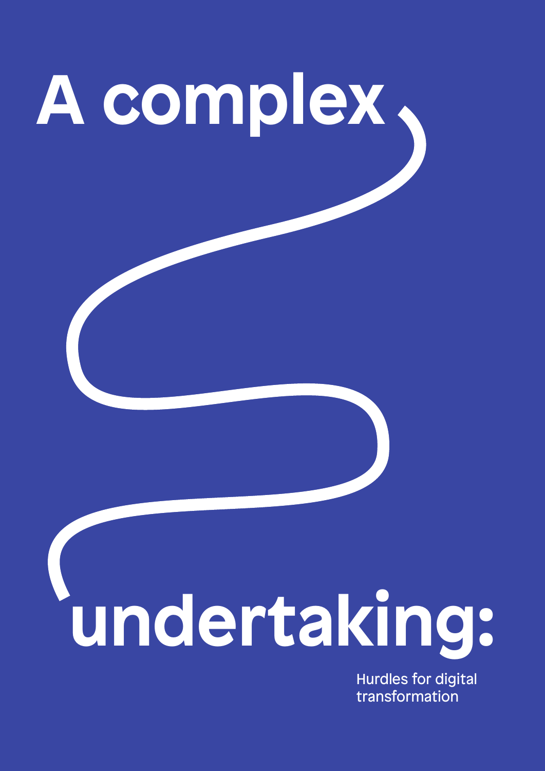# A complex undertaking:

Hurdles for digital transformation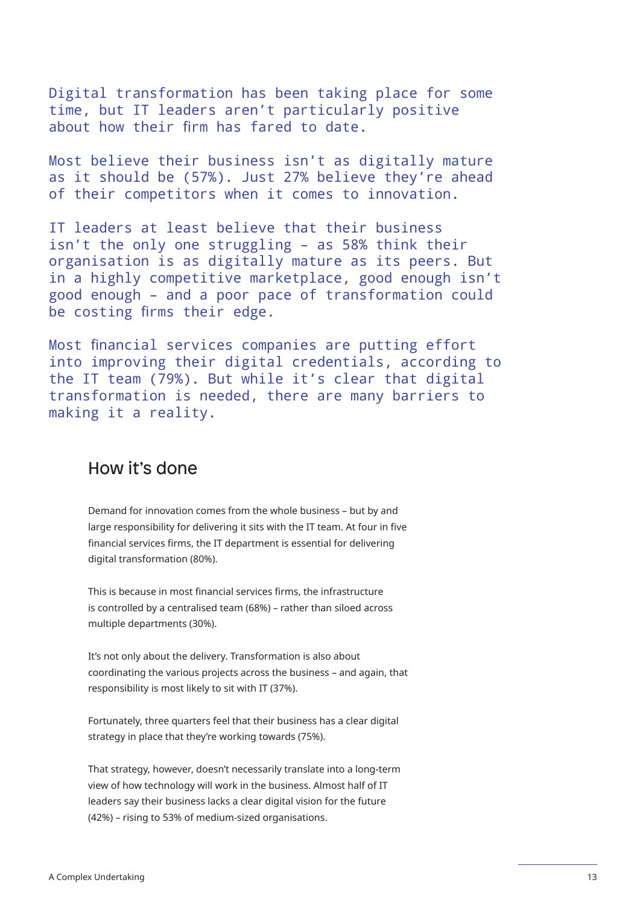Digital transformation has been taking place for some time, but IT leaders aren't particularly positive about how their firm has fared to date.

Most believe their business isn't as digitally mature as it should be (57%). Just 27% believe they're ahead of their competitors when it comes to innovation.

IT leaders at least believe that their business isn't the only one struggling – as 58% think their organisation is as digitally mature as its peers. But in a highly competitive marketplace, good enough isn't good enough – and a poor pace of transformation could be costing firms their edge.

Most financial services companies are putting effort into improving their digital credentials, according to the IT team (79%). But while it's clear that digital transformation is needed, there are many barriers to making it a reality.

## How it's done

Demand for innovation comes from the whole business – but by and large responsibility for delivering it sits with the IT team. At four in five financial services firms, the IT department is essential for delivering digital transformation (80%).

This is because in most financial services firms, the infrastructure is controlled by a centralised team (68%) – rather than siloed across multiple departments (30%).

It's not only about the delivery. Transformation is also about coordinating the various projects across the business – and again, that responsibility is most likely to sit with IT (37%).

Fortunately, three quarters feel that their business has a clear digital strategy in place that they're working towards (75%).

That strategy, however, doesn't necessarily translate into a long-term view of how technology will work in the business. Almost half of IT leaders say their business lacks a clear digital vision for the future (42%) – rising to 53% of medium-sized organisations.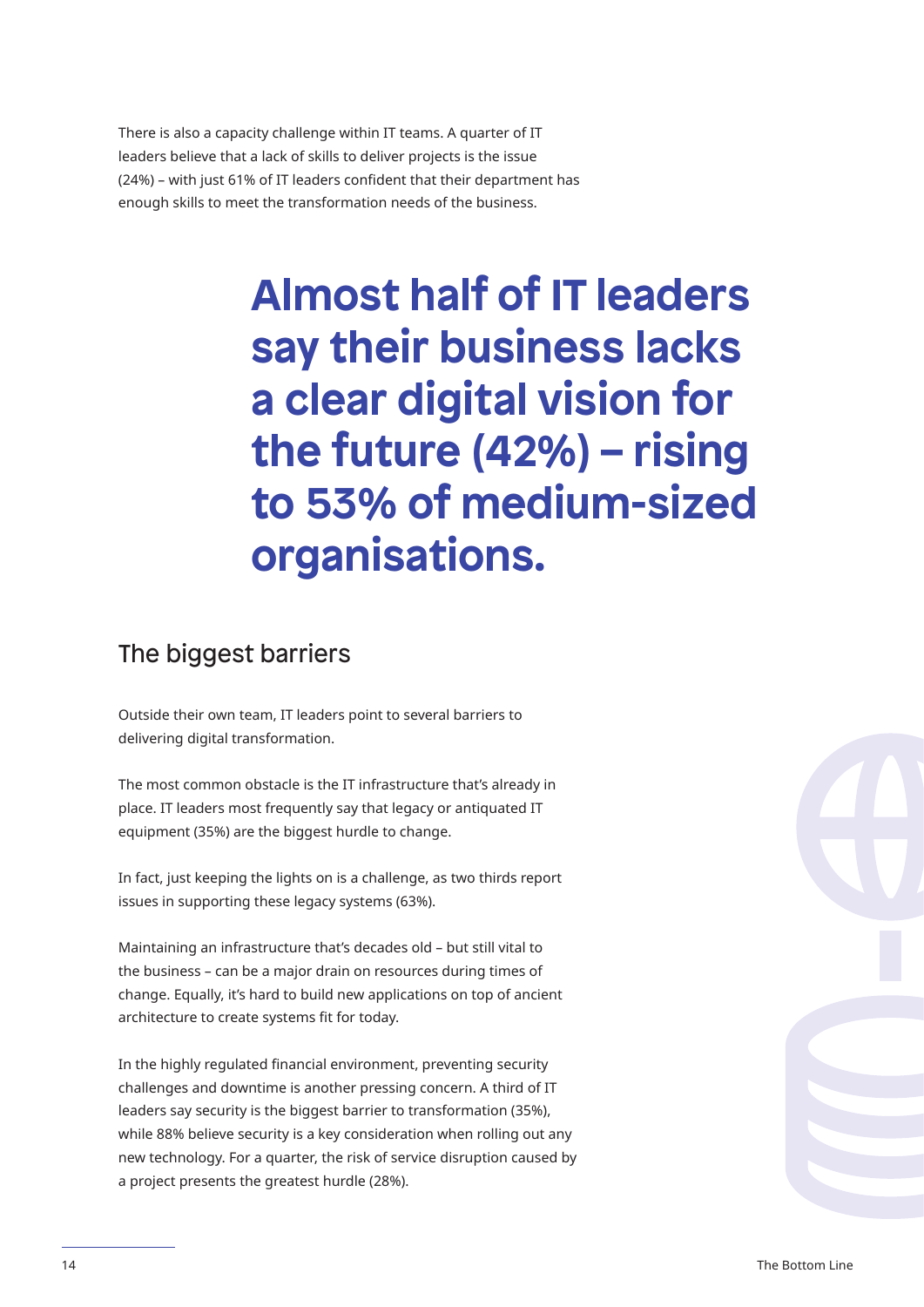There is also a capacity challenge within IT teams. A quarter of IT leaders believe that a lack of skills to deliver projects is the issue (24%) – with just 61% of IT leaders confident that their department has enough skills to meet the transformation needs of the business.

> **Almost half of IT leaders say their business lacks a clear digital vision for the future (42%) – rising to 53% of medium-sized organisations.**

## The biggest barriers

Outside their own team, IT leaders point to several barriers to delivering digital transformation.

The most common obstacle is the IT infrastructure that's already in place. IT leaders most frequently say that legacy or antiquated IT equipment (35%) are the biggest hurdle to change.

In fact, just keeping the lights on is a challenge, as two thirds report issues in supporting these legacy systems (63%).

Maintaining an infrastructure that's decades old – but still vital to the business – can be a major drain on resources during times of change. Equally, it's hard to build new applications on top of ancient architecture to create systems fit for today.

In the highly regulated financial environment, preventing security challenges and downtime is another pressing concern. A third of IT leaders say security is the biggest barrier to transformation (35%), while 88% believe security is a key consideration when rolling out any new technology. For a quarter, the risk of service disruption caused by a project presents the greatest hurdle (28%).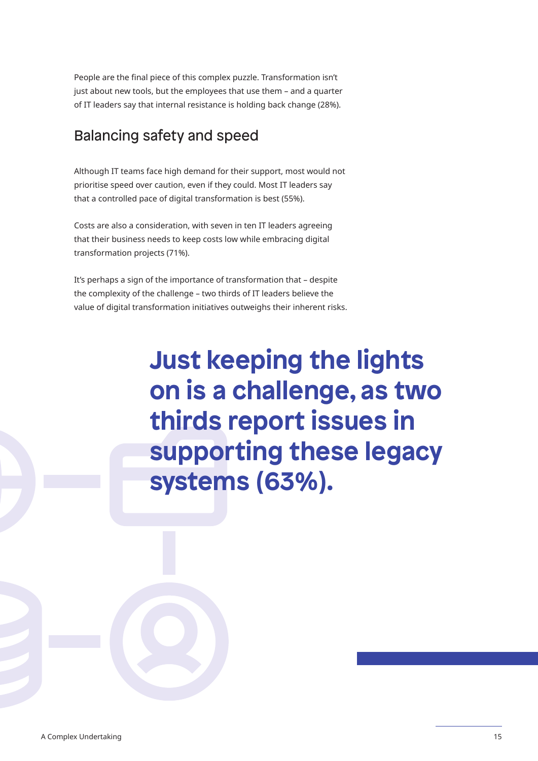People are the final piece of this complex puzzle. Transformation isn't just about new tools, but the employees that use them – and a quarter of IT leaders say that internal resistance is holding back change (28%).

## Balancing safety and speed

Although IT teams face high demand for their support, most would not prioritise speed over caution, even if they could. Most IT leaders say that a controlled pace of digital transformation is best (55%).

Costs are also a consideration, with seven in ten IT leaders agreeing that their business needs to keep costs low while embracing digital transformation projects (71%).

It's perhaps a sign of the importance of transformation that – despite the complexity of the challenge – two thirds of IT leaders believe the value of digital transformation initiatives outweighs their inherent risks.

**Just keeping the lights on is a challenge, as two thirds report issues in supporting these legacy systems (63%).**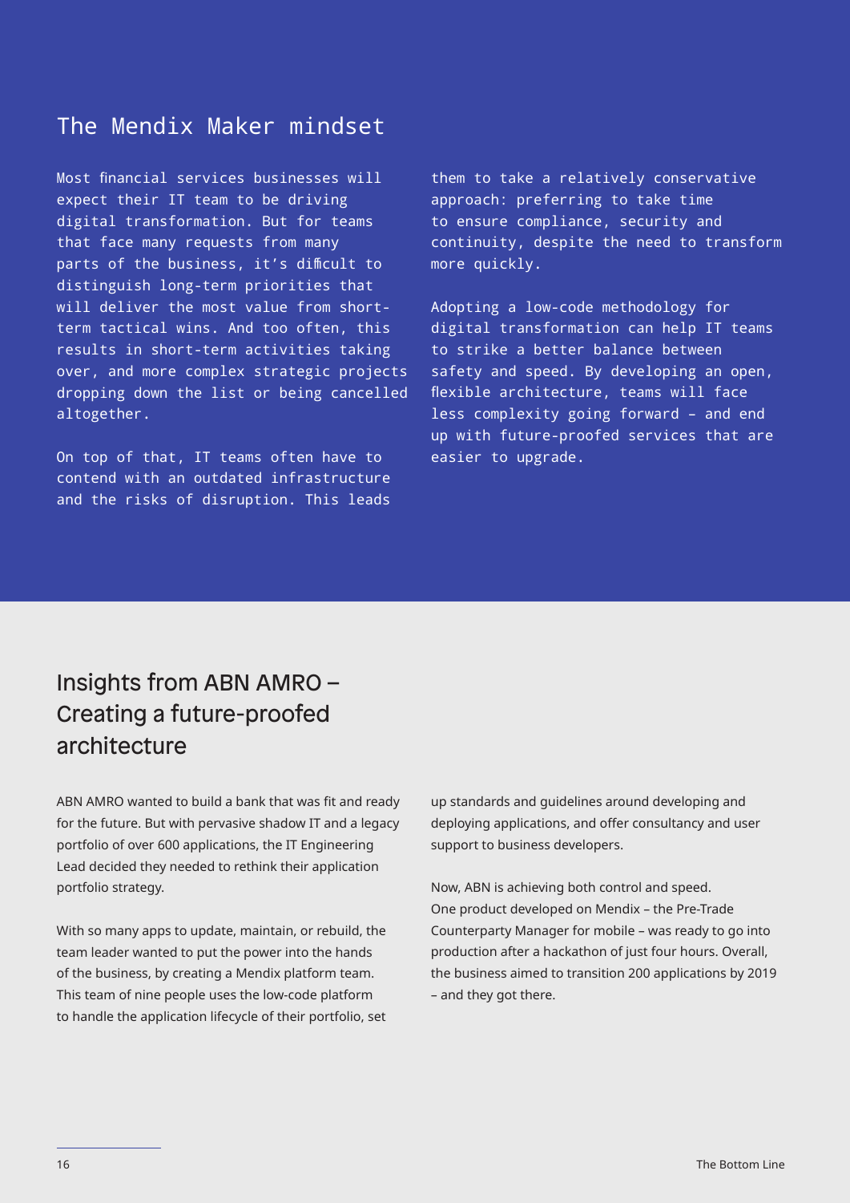## The Mendix Maker mindset

Most financial services businesses will expect their IT team to be driving digital transformation. But for teams that face many requests from many parts of the business, it's difficult to distinguish long-term priorities that will deliver the most value from short-term tactical wins. And too often, this results in short-term activities taking over, and more complex strategic projects dropping down the list or being cancelled altogether.

On top of that, IT teams often have to contend with an outdated infrastructure and the risks of disruption. This leads them to take a relatively conservative approach: preferring to take time to ensure compliance, security and continuity, despite the need to transform more quickly.

Adopting a low-code methodology for digital transformation can help IT teams to strike a better balance between safety and speed. By developing an open, flexible architecture, teams will face less complexity going forward – and end up with future-proofed services that are easier to upgrade.

## Insights from ABN AMRO – Creating a future-proofed architecture

ABN AMRO wanted to build a bank that was fit and ready for the future. But with pervasive shadow IT and a legacy portfolio of over 600 applications, the IT Engineering Lead decided they needed to rethink their application portfolio strategy.

With so many apps to update, maintain, or rebuild, the team leader wanted to put the power into the hands of the business, by creating a Mendix platform team. This team of nine people uses the low-code platform to handle the application lifecycle of their portfolio, set up standards and guidelines around developing and deploying applications, and offer consultancy and user support to business developers.

Now, ABN is achieving both control and speed. One product developed on Mendix – the Pre-Trade Counterparty Manager for mobile – was ready to go into production after a hackathon of just four hours. Overall, the business aimed to transition 200 applications by 2019 – and they got there.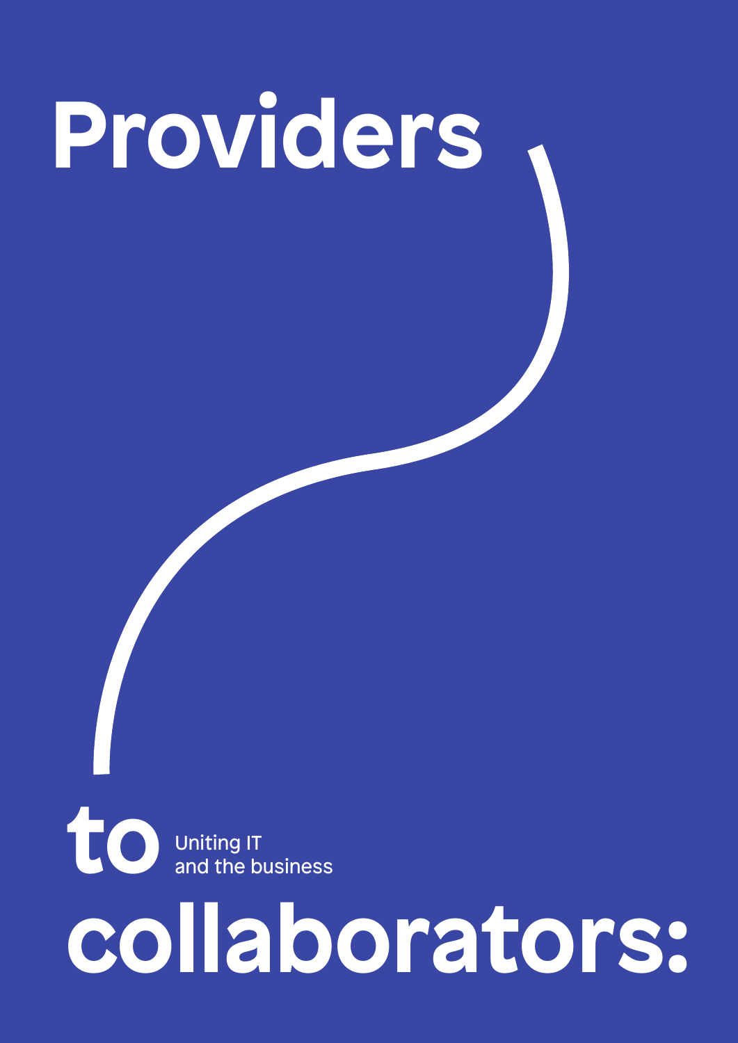# Providers to collaborators:

## Uniting IT and the business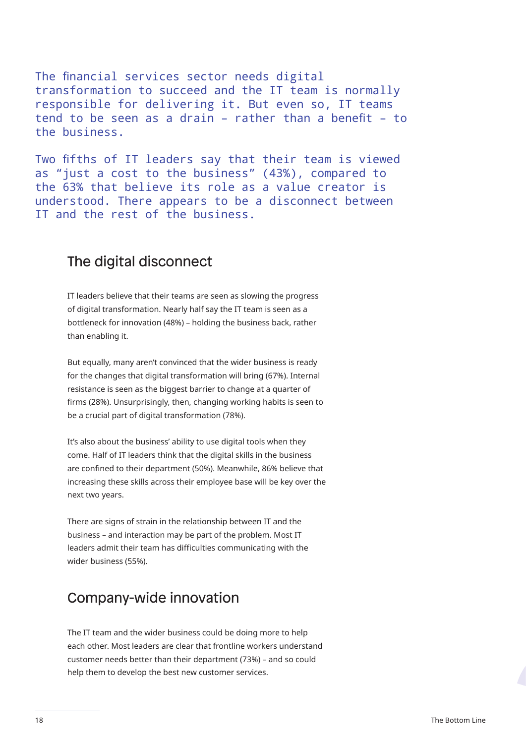The financial services sector needs digital transformation to succeed and the IT team is normally responsible for delivering it. But even so, IT teams tend to be seen as a drain – rather than a benefit – to the business.

Two fifths of IT leaders say that their team is viewed as "just a cost to the business" (43%), compared to the 63% that believe its role as a value creator is understood. There appears to be a disconnect between IT and the rest of the business.

## The digital disconnect

IT leaders believe that their teams are seen as slowing the progress of digital transformation. Nearly half say the IT team is seen as a bottleneck for innovation (48%) – holding the business back, rather than enabling it.

But equally, many aren't convinced that the wider business is ready for the changes that digital transformation will bring (67%). Internal resistance is seen as the biggest barrier to change at a quarter of firms (28%). Unsurprisingly, then, changing working habits is seen to be a crucial part of digital transformation (78%).

It's also about the business' ability to use digital tools when they come. Half of IT leaders think that the digital skills in the business are confined to their department (50%). Meanwhile, 86% believe that increasing these skills across their employee base will be key over the next two years.

There are signs of strain in the relationship between IT and the business – and interaction may be part of the problem. Most IT leaders admit their team has difficulties communicating with the wider business (55%).

## Company-wide innovation

The IT team and the wider business could be doing more to help each other. Most leaders are clear that frontline workers understand customer needs better than their department (73%) – and so could help them to develop the best new customer services.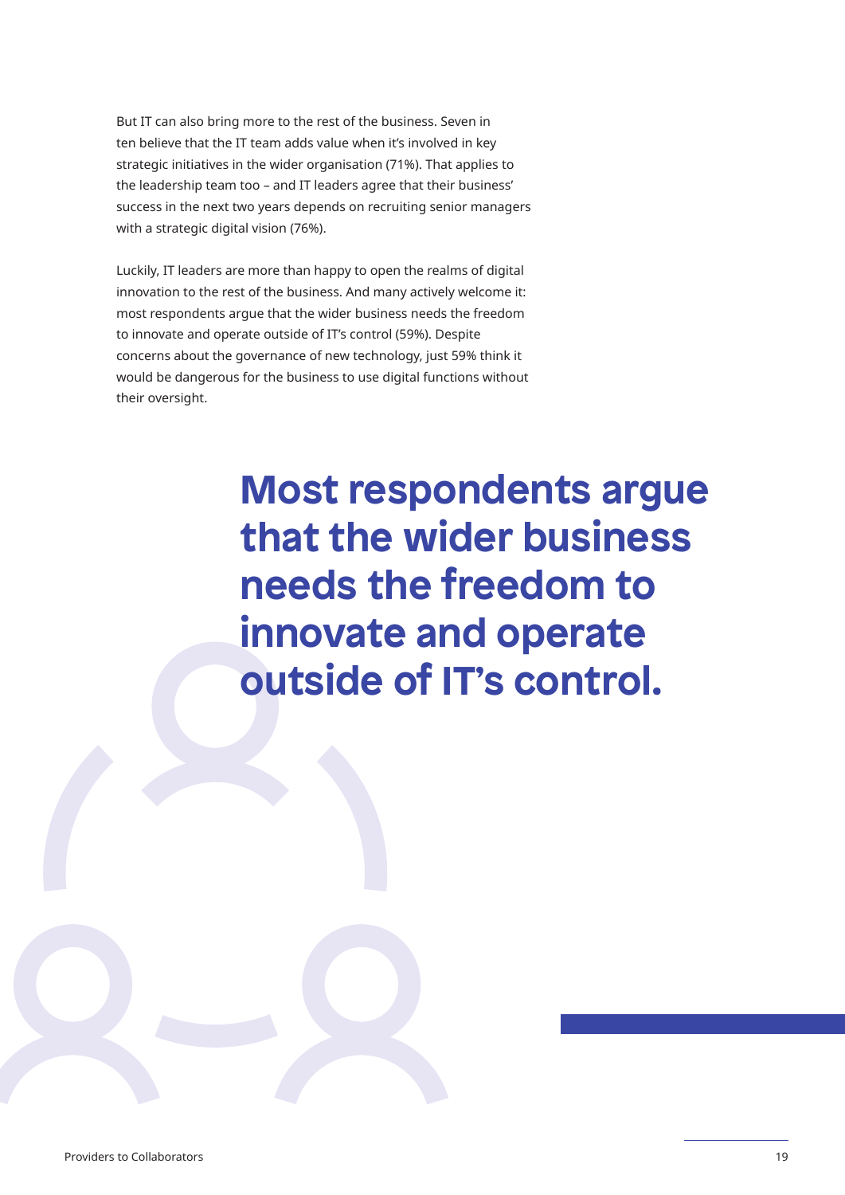But IT can also bring more to the rest of the business. Seven in ten believe that the IT team adds value when it's involved in key strategic initiatives in the wider organisation (71%). That applies to the leadership team too – and IT leaders agree that their business' success in the next two years depends on recruiting senior managers with a strategic digital vision (76%).

Luckily, IT leaders are more than happy to open the realms of digital innovation to the rest of the business. And many actively welcome it: most respondents argue that the wider business needs the freedom to innovate and operate outside of IT's control (59%). Despite concerns about the governance of new technology, just 59% think it would be dangerous for the business to use digital functions without their oversight.

> **Most respondents argue that the wider business needs the freedom to innovate and operate outside of IT's control.**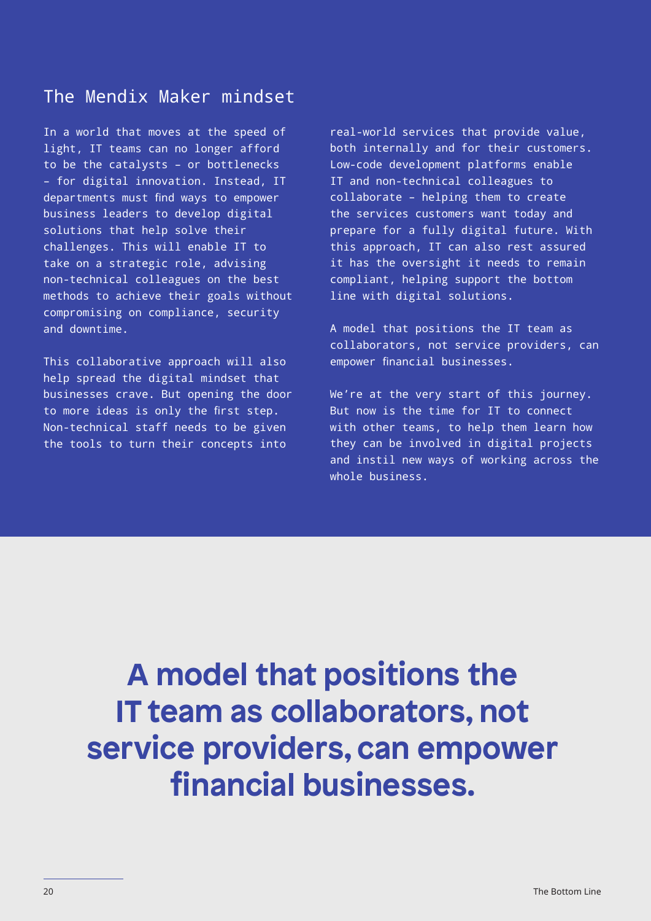## The Mendix Maker mindset

In a world that moves at the speed of light, IT teams can no longer afford to be the catalysts – or bottlenecks – for digital innovation. Instead, IT departments must find ways to empower business leaders to develop digital solutions that help solve their challenges. This will enable IT to take on a strategic role, advising non-technical colleagues on the best methods to achieve their goals without compromising on compliance, security and downtime.

This collaborative approach will also help spread the digital mindset that businesses crave. But opening the door to more ideas is only the first step. Non-technical staff needs to be given the tools to turn their concepts into real-world services that provide value, both internally and for their customers. Low-code development platforms enable IT and non-technical colleagues to collaborate – helping them to create the services customers want today and prepare for a fully digital future. With this approach, IT can also rest assured it has the oversight it needs to remain compliant, helping support the bottom line with digital solutions.

A model that positions the IT team as collaborators, not service providers, can empower financial businesses.

We're at the very start of this journey. But now is the time for IT to connect with other teams, to help them learn how they can be involved in digital projects and instil new ways of working across the whole business.

**A model that positions the IT team as collaborators, not service providers, can empower financial businesses.**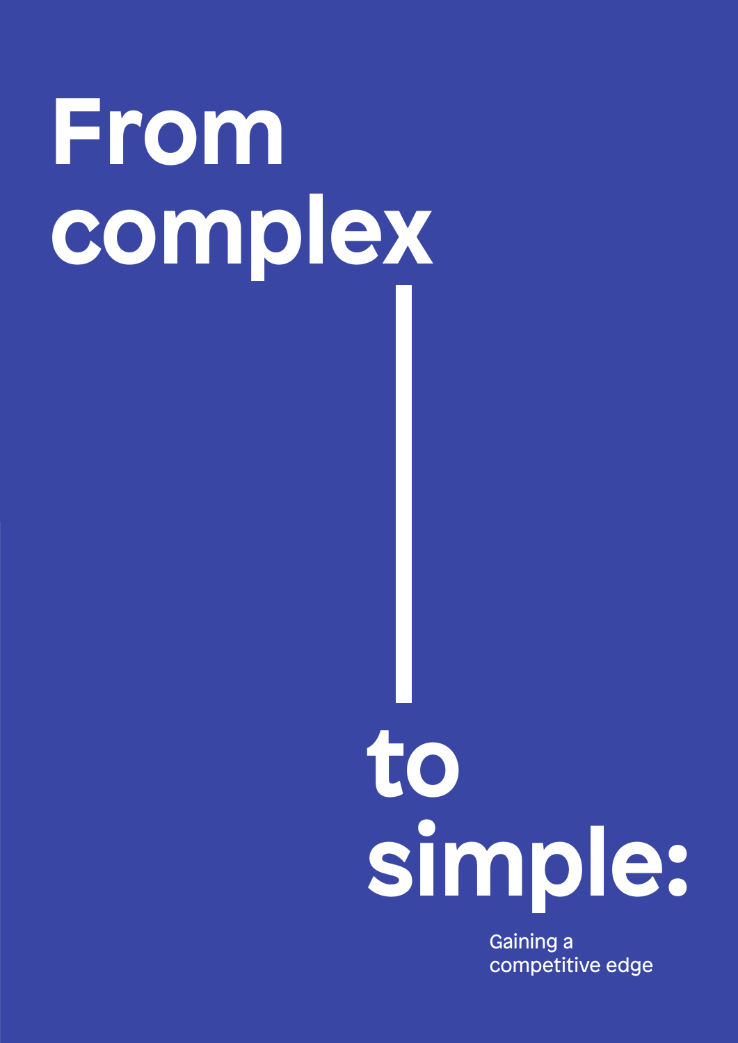# From complex to simple:

Gaining a competitive edge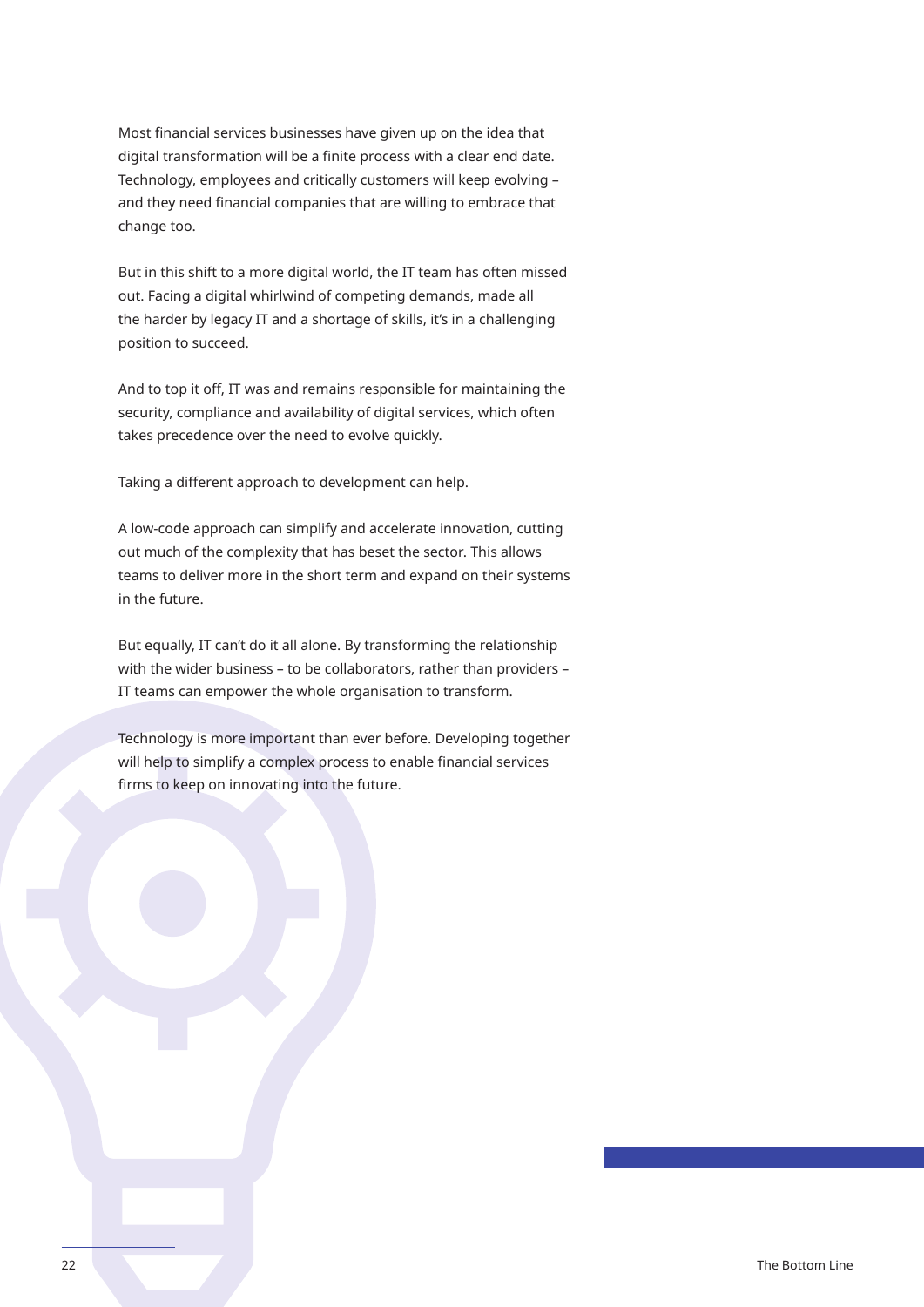Most financial services businesses have given up on the idea that digital transformation will be a finite process with a clear end date. Technology, employees and critically customers will keep evolving – and they need financial companies that are willing to embrace that change too.

But in this shift to a more digital world, the IT team has often missed out. Facing a digital whirlwind of competing demands, made all the harder by legacy IT and a shortage of skills, it's in a challenging position to succeed.

And to top it off, IT was and remains responsible for maintaining the security, compliance and availability of digital services, which often takes precedence over the need to evolve quickly.

Taking a different approach to development can help.

A low-code approach can simplify and accelerate innovation, cutting out much of the complexity that has beset the sector. This allows teams to deliver more in the short term and expand on their systems in the future.

But equally, IT can't do it all alone. By transforming the relationship with the wider business – to be collaborators, rather than providers – IT teams can empower the whole organisation to transform.

Technology is more important than ever before. Developing together will help to simplify a complex process to enable financial services firms to keep on innovating into the future.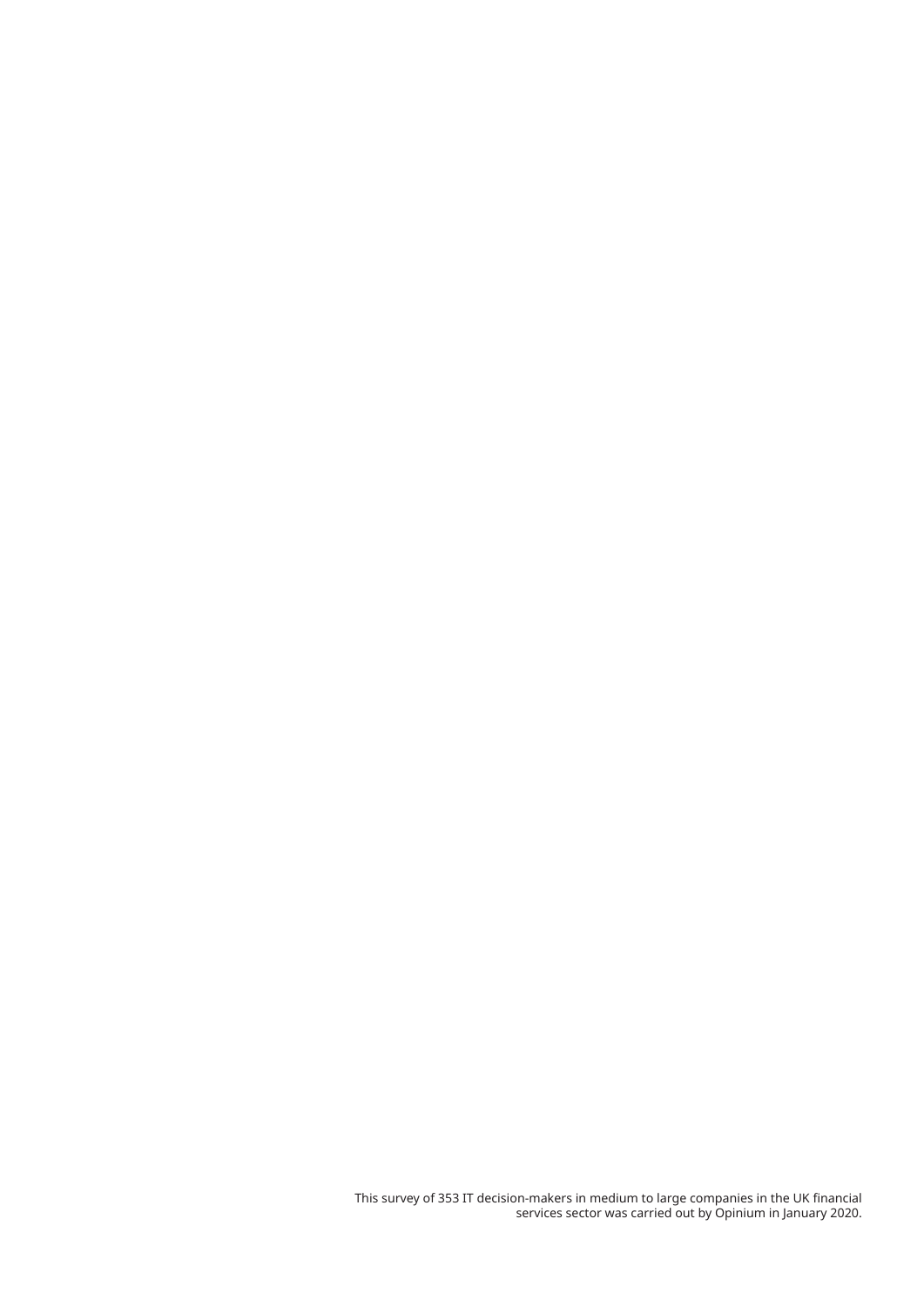This survey of 353 IT decision-makers in medium to large companies in the UK financial services sector was carried out by Opinium in January 2020.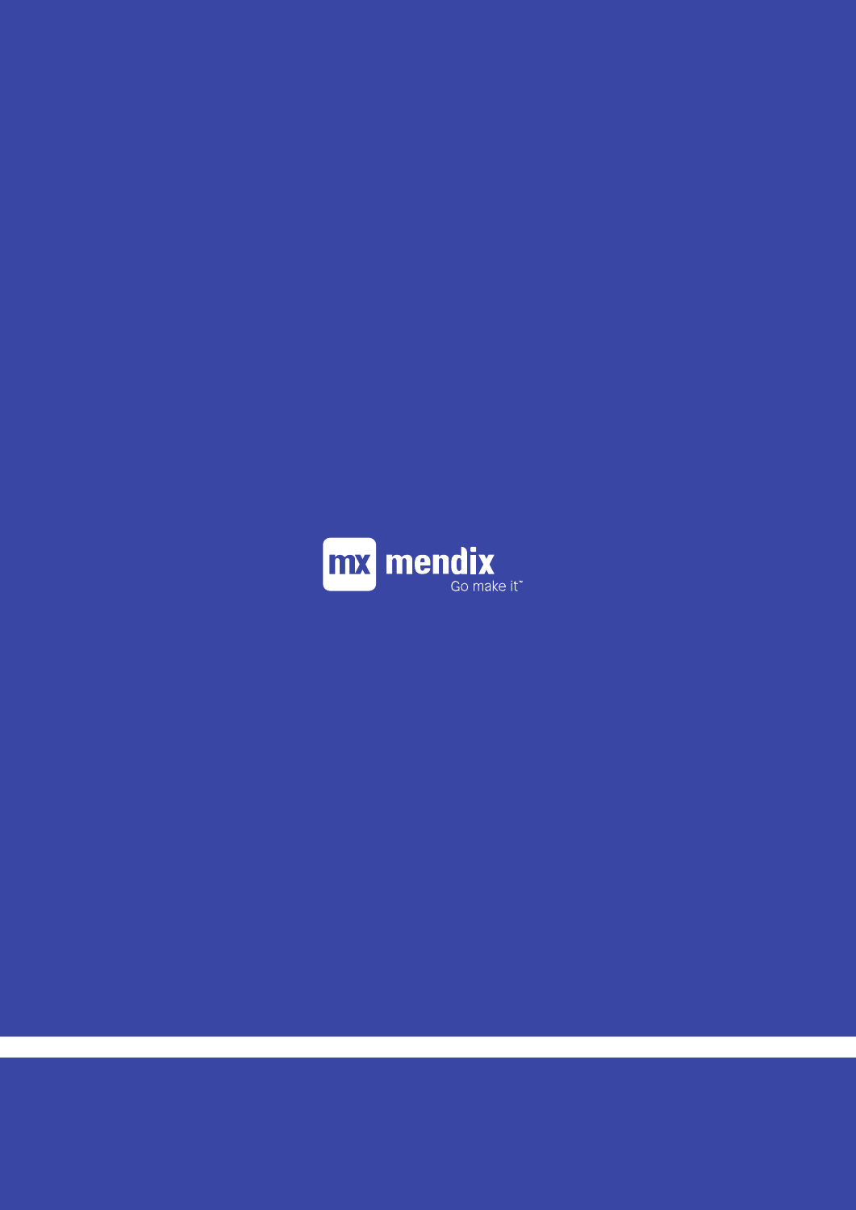mx mendix

Go make it™